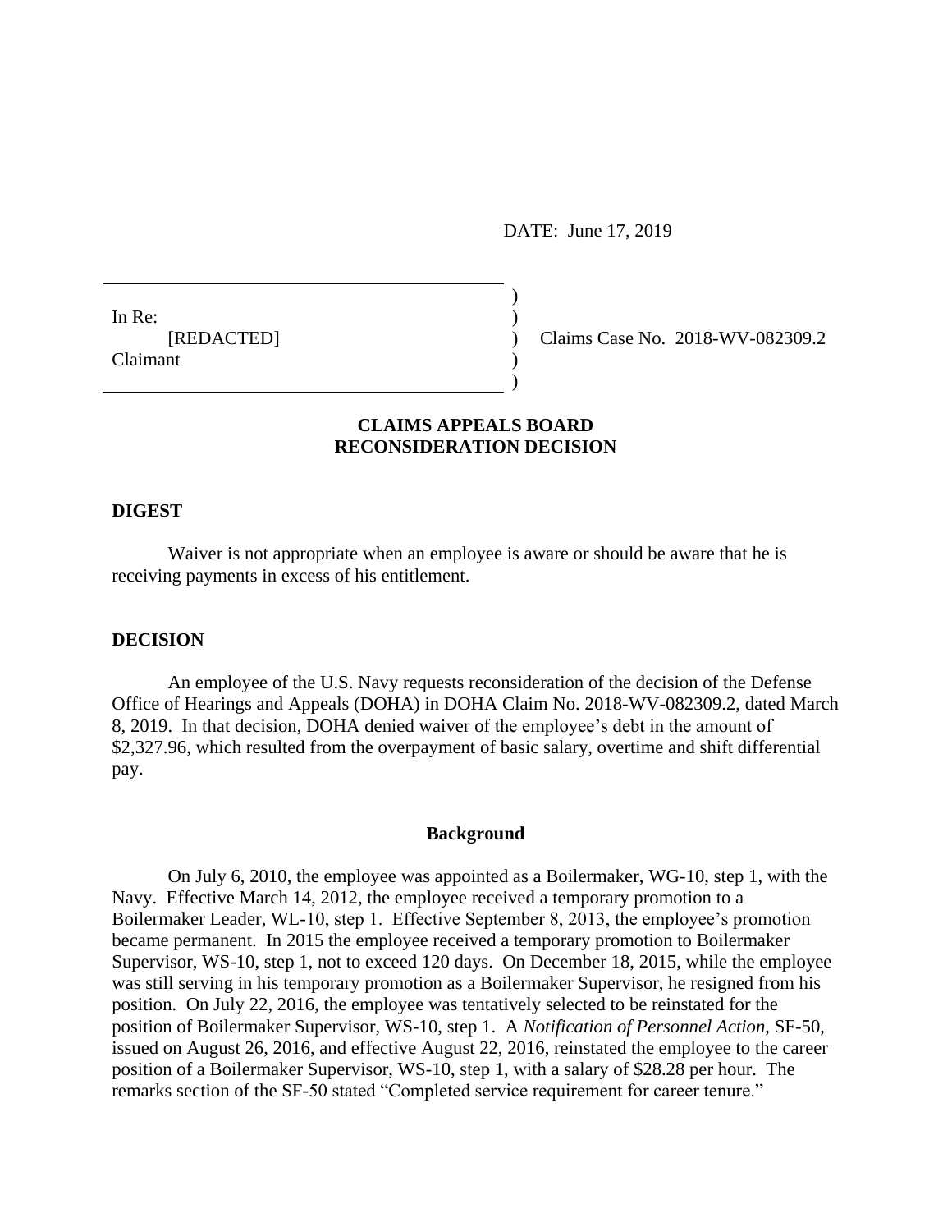DATE: June 17, 2019

In Re:
[REDACTED]
Claimant

Claims Case No. 2018-WV-082309.2

**CLAIMS APPEALS BOARD**
**RECONSIDERATION DECISION**

**DIGEST**

Waiver is not appropriate when an employee is aware or should be aware that he is receiving payments in excess of his entitlement.

**DECISION**

An employee of the U.S. Navy requests reconsideration of the decision of the Defense Office of Hearings and Appeals (DOHA) in DOHA Claim No. 2018-WV-082309.2, dated March 8, 2019. In that decision, DOHA denied waiver of the employee's debt in the amount of $2,327.96, which resulted from the overpayment of basic salary, overtime and shift differential pay.

**Background**

On July 6, 2010, the employee was appointed as a Boilermaker, WG-10, step 1, with the Navy. Effective March 14, 2012, the employee received a temporary promotion to a Boilermaker Leader, WL-10, step 1. Effective September 8, 2013, the employee's promotion became permanent. In 2015 the employee received a temporary promotion to Boilermaker Supervisor, WS-10, step 1, not to exceed 120 days. On December 18, 2015, while the employee was still serving in his temporary promotion as a Boilermaker Supervisor, he resigned from his position. On July 22, 2016, the employee was tentatively selected to be reinstated for the position of Boilermaker Supervisor, WS-10, step 1. A *Notification of Personnel Action*, SF-50, issued on August 26, 2016, and effective August 22, 2016, reinstated the employee to the career position of a Boilermaker Supervisor, WS-10, step 1, with a salary of $28.28 per hour. The remarks section of the SF-50 stated "Completed service requirement for career tenure."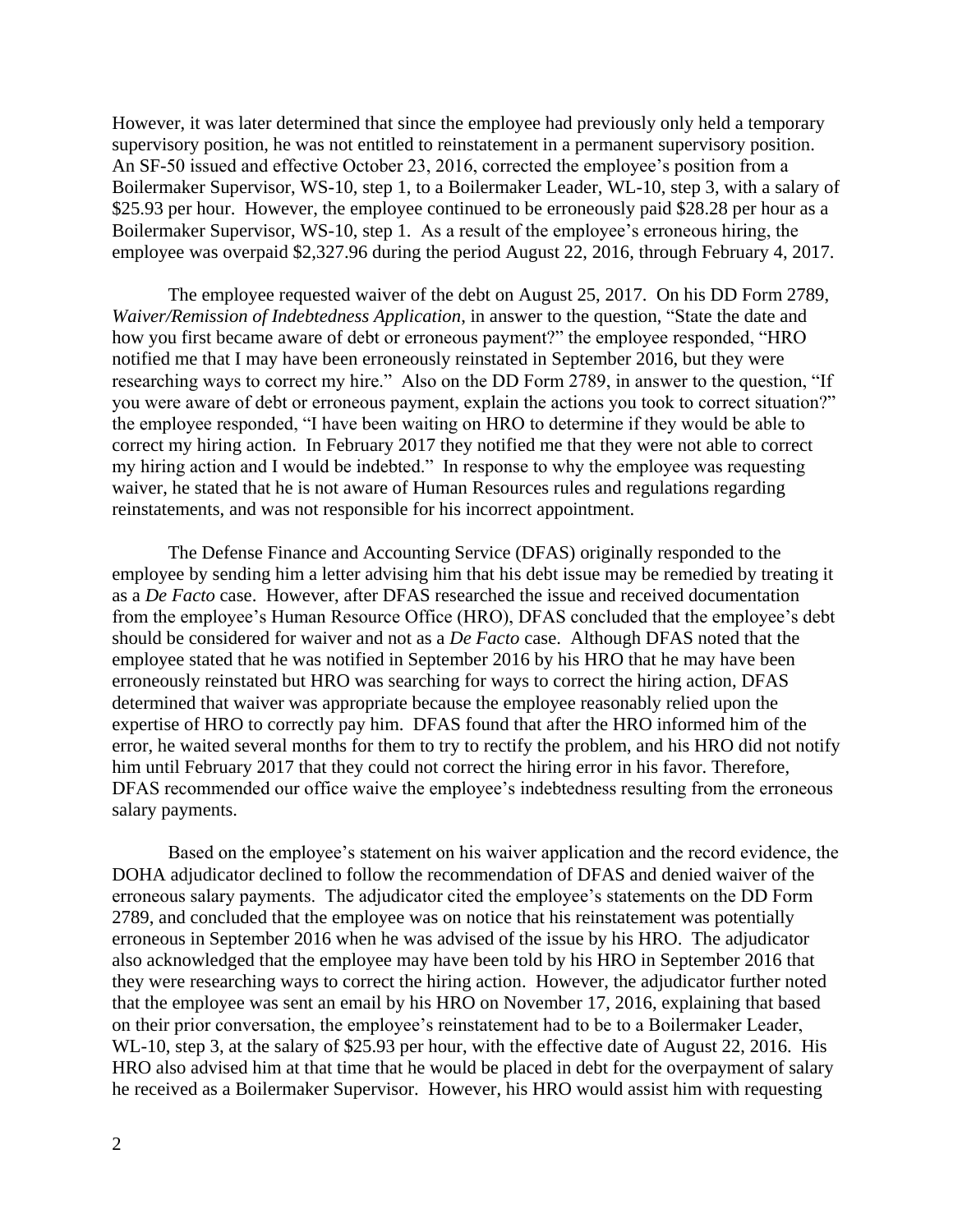However, it was later determined that since the employee had previously only held a temporary supervisory position, he was not entitled to reinstatement in a permanent supervisory position. An SF-50 issued and effective October 23, 2016, corrected the employee's position from a Boilermaker Supervisor, WS-10, step 1, to a Boilermaker Leader, WL-10, step 3, with a salary of $25.93 per hour. However, the employee continued to be erroneously paid $28.28 per hour as a Boilermaker Supervisor, WS-10, step 1. As a result of the employee's erroneous hiring, the employee was overpaid $2,327.96 during the period August 22, 2016, through February 4, 2017.

The employee requested waiver of the debt on August 25, 2017. On his DD Form 2789, *Waiver/Remission of Indebtedness Application*, in answer to the question, "State the date and how you first became aware of debt or erroneous payment?" the employee responded, "HRO notified me that I may have been erroneously reinstated in September 2016, but they were researching ways to correct my hire." Also on the DD Form 2789, in answer to the question, "If you were aware of debt or erroneous payment, explain the actions you took to correct situation?" the employee responded, "I have been waiting on HRO to determine if they would be able to correct my hiring action. In February 2017 they notified me that they were not able to correct my hiring action and I would be indebted." In response to why the employee was requesting waiver, he stated that he is not aware of Human Resources rules and regulations regarding reinstatements, and was not responsible for his incorrect appointment.

The Defense Finance and Accounting Service (DFAS) originally responded to the employee by sending him a letter advising him that his debt issue may be remedied by treating it as a *De Facto* case. However, after DFAS researched the issue and received documentation from the employee's Human Resource Office (HRO), DFAS concluded that the employee's debt should be considered for waiver and not as a *De Facto* case. Although DFAS noted that the employee stated that he was notified in September 2016 by his HRO that he may have been erroneously reinstated but HRO was searching for ways to correct the hiring action, DFAS determined that waiver was appropriate because the employee reasonably relied upon the expertise of HRO to correctly pay him. DFAS found that after the HRO informed him of the error, he waited several months for them to try to rectify the problem, and his HRO did not notify him until February 2017 that they could not correct the hiring error in his favor. Therefore, DFAS recommended our office waive the employee's indebtedness resulting from the erroneous salary payments.

Based on the employee's statement on his waiver application and the record evidence, the DOHA adjudicator declined to follow the recommendation of DFAS and denied waiver of the erroneous salary payments. The adjudicator cited the employee's statements on the DD Form 2789, and concluded that the employee was on notice that his reinstatement was potentially erroneous in September 2016 when he was advised of the issue by his HRO. The adjudicator also acknowledged that the employee may have been told by his HRO in September 2016 that they were researching ways to correct the hiring action. However, the adjudicator further noted that the employee was sent an email by his HRO on November 17, 2016, explaining that based on their prior conversation, the employee's reinstatement had to be to a Boilermaker Leader, WL-10, step 3, at the salary of $25.93 per hour, with the effective date of August 22, 2016. His HRO also advised him at that time that he would be placed in debt for the overpayment of salary he received as a Boilermaker Supervisor. However, his HRO would assist him with requesting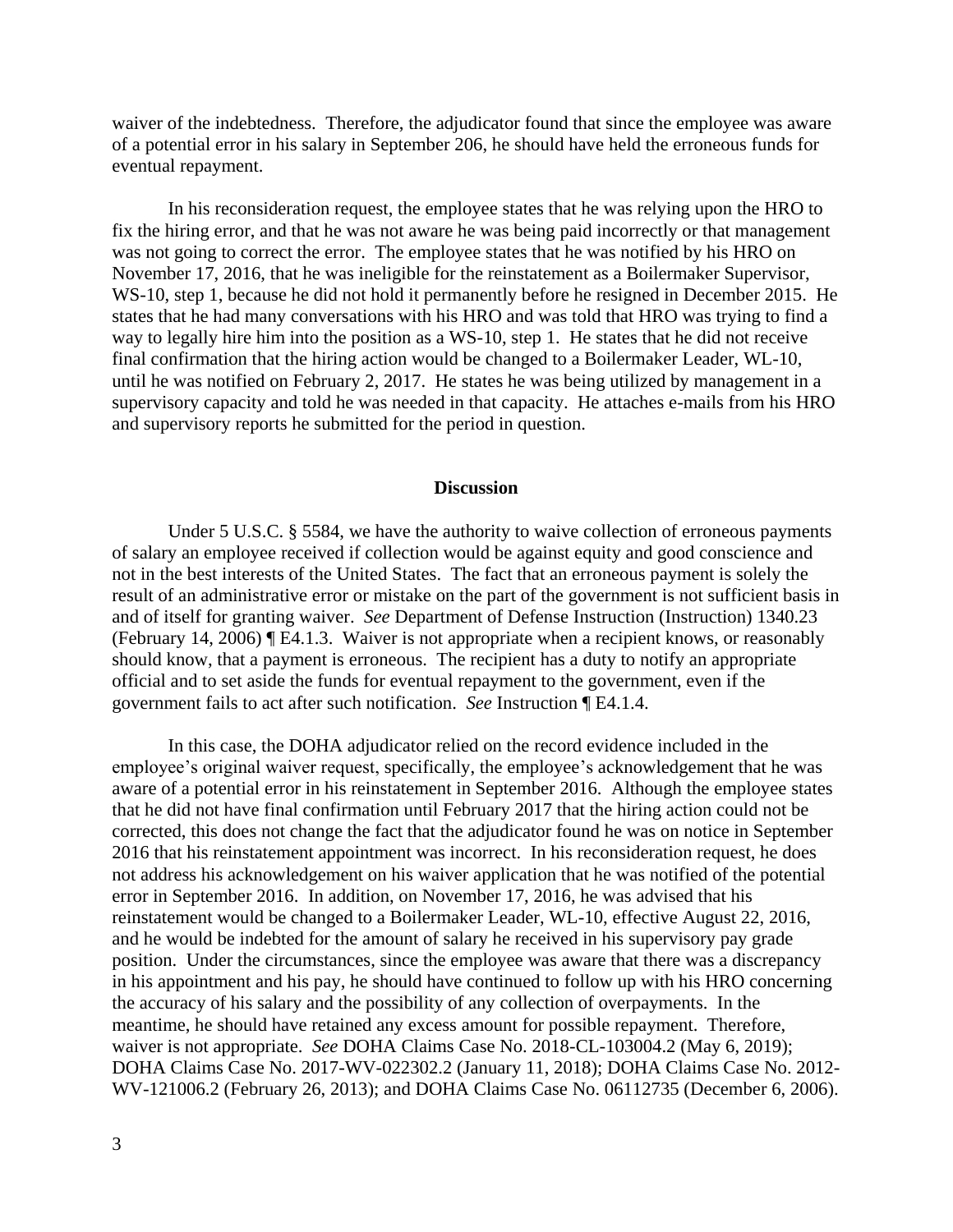waiver of the indebtedness. Therefore, the adjudicator found that since the employee was aware of a potential error in his salary in September 206, he should have held the erroneous funds for eventual repayment.

In his reconsideration request, the employee states that he was relying upon the HRO to fix the hiring error, and that he was not aware he was being paid incorrectly or that management was not going to correct the error. The employee states that he was notified by his HRO on November 17, 2016, that he was ineligible for the reinstatement as a Boilermaker Supervisor, WS-10, step 1, because he did not hold it permanently before he resigned in December 2015. He states that he had many conversations with his HRO and was told that HRO was trying to find a way to legally hire him into the position as a WS-10, step 1. He states that he did not receive final confirmation that the hiring action would be changed to a Boilermaker Leader, WL-10, until he was notified on February 2, 2017. He states he was being utilized by management in a supervisory capacity and told he was needed in that capacity. He attaches e-mails from his HRO and supervisory reports he submitted for the period in question.

## Discussion

Under 5 U.S.C. § 5584, we have the authority to waive collection of erroneous payments of salary an employee received if collection would be against equity and good conscience and not in the best interests of the United States. The fact that an erroneous payment is solely the result of an administrative error or mistake on the part of the government is not sufficient basis in and of itself for granting waiver. *See* Department of Defense Instruction (Instruction) 1340.23 (February 14, 2006) ¶ E4.1.3. Waiver is not appropriate when a recipient knows, or reasonably should know, that a payment is erroneous. The recipient has a duty to notify an appropriate official and to set aside the funds for eventual repayment to the government, even if the government fails to act after such notification. *See* Instruction ¶ E4.1.4.

In this case, the DOHA adjudicator relied on the record evidence included in the employee's original waiver request, specifically, the employee's acknowledgement that he was aware of a potential error in his reinstatement in September 2016. Although the employee states that he did not have final confirmation until February 2017 that the hiring action could not be corrected, this does not change the fact that the adjudicator found he was on notice in September 2016 that his reinstatement appointment was incorrect. In his reconsideration request, he does not address his acknowledgement on his waiver application that he was notified of the potential error in September 2016. In addition, on November 17, 2016, he was advised that his reinstatement would be changed to a Boilermaker Leader, WL-10, effective August 22, 2016, and he would be indebted for the amount of salary he received in his supervisory pay grade position. Under the circumstances, since the employee was aware that there was a discrepancy in his appointment and his pay, he should have continued to follow up with his HRO concerning the accuracy of his salary and the possibility of any collection of overpayments. In the meantime, he should have retained any excess amount for possible repayment. Therefore, waiver is not appropriate. *See* DOHA Claims Case No. 2018-CL-103004.2 (May 6, 2019); DOHA Claims Case No. 2017-WV-022302.2 (January 11, 2018); DOHA Claims Case No. 2012-WV-121006.2 (February 26, 2013); and DOHA Claims Case No. 06112735 (December 6, 2006).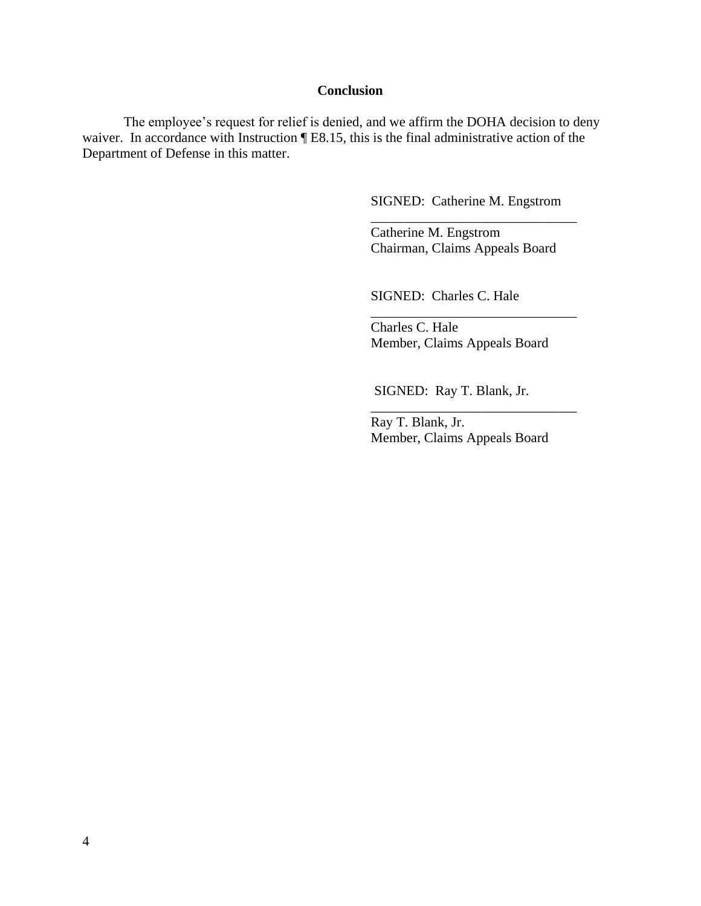## Conclusion

The employee's request for relief is denied, and we affirm the DOHA decision to deny waiver. In accordance with Instruction ¶ E8.15, this is the final administrative action of the Department of Defense in this matter.

SIGNED: Catherine M. Engstrom

\_\_\_\_\_\_\_\_\_\_\_\_\_\_\_\_\_\_\_\_\_\_\_\_\_\_\_\_\_\_\_

Catherine M. Engstrom
Chairman, Claims Appeals Board

SIGNED: Charles C. Hale

\_\_\_\_\_\_\_\_\_\_\_\_\_\_\_\_\_\_\_\_\_\_\_\_\_\_\_\_\_\_\_

Charles C. Hale
Member, Claims Appeals Board

SIGNED: Ray T. Blank, Jr.

\_\_\_\_\_\_\_\_\_\_\_\_\_\_\_\_\_\_\_\_\_\_\_\_\_\_\_\_\_\_\_

Ray T. Blank, Jr.
Member, Claims Appeals Board